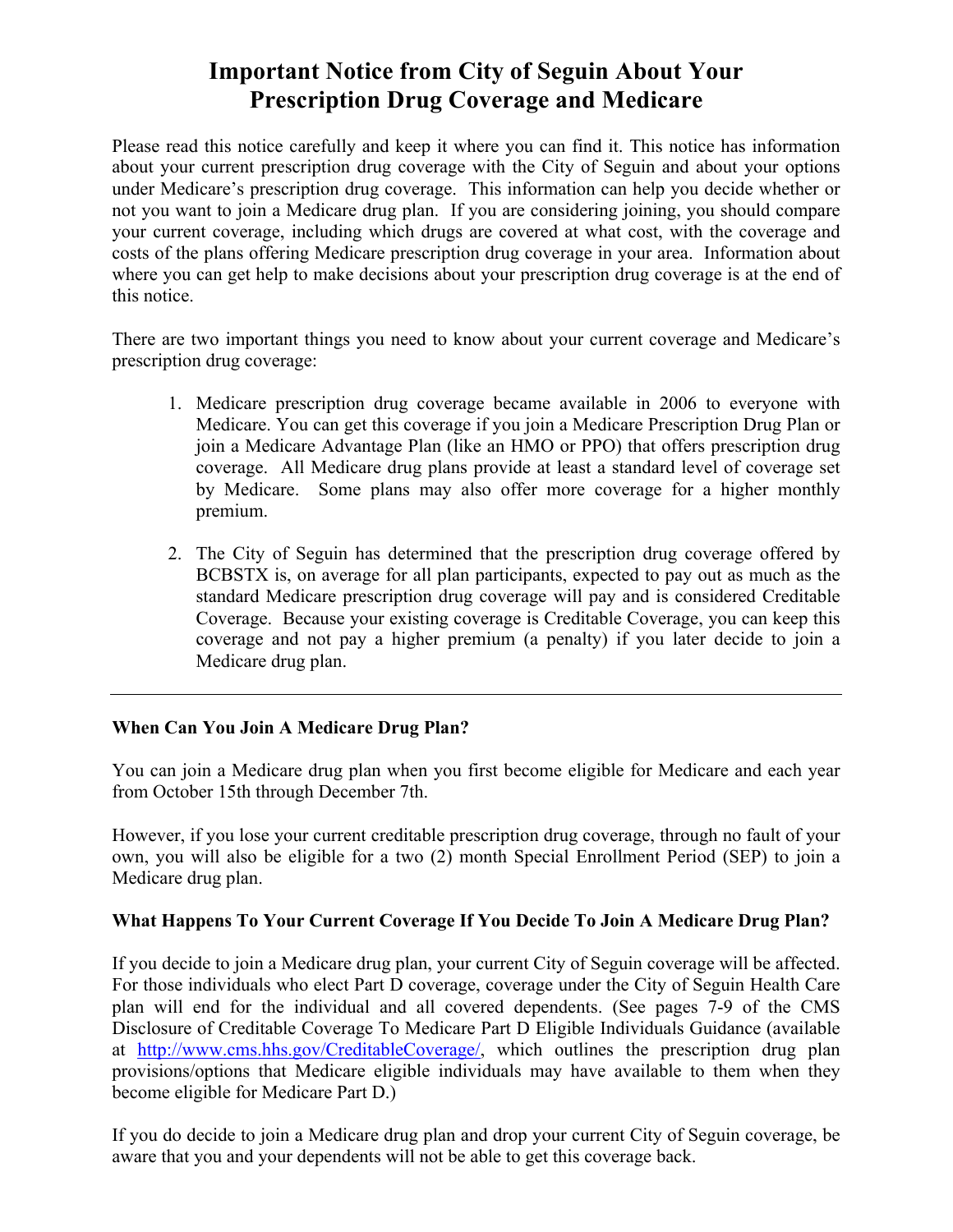# Important Notice from City of Seguin About Your Prescription Drug Coverage and Medicare

Please read this notice carefully and keep it where you can find it. This notice has information about your current prescription drug coverage with the City of Seguin and about your options under Medicare's prescription drug coverage. This information can help you decide whether or not you want to join a Medicare drug plan. If you are considering joining, you should compare your current coverage, including which drugs are covered at what cost, with the coverage and costs of the plans offering Medicare prescription drug coverage in your area. Information about where you can get help to make decisions about your prescription drug coverage is at the end of this notice.

There are two important things you need to know about your current coverage and Medicare's prescription drug coverage:

1. Medicare prescription drug coverage became available in 2006 to everyone with Medicare. You can get this coverage if you join a Medicare Prescription Drug Plan or join a Medicare Advantage Plan (like an HMO or PPO) that offers prescription drug coverage. All Medicare drug plans provide at least a standard level of coverage set by Medicare. Some plans may also offer more coverage for a higher monthly premium.

2. The City of Seguin has determined that the prescription drug coverage offered by BCBSTX is, on average for all plan participants, expected to pay out as much as the standard Medicare prescription drug coverage will pay and is considered Creditable Coverage. Because your existing coverage is Creditable Coverage, you can keep this coverage and not pay a higher premium (a penalty) if you later decide to join a Medicare drug plan.

---

**When Can You Join A Medicare Drug Plan?**

You can join a Medicare drug plan when you first become eligible for Medicare and each year from October 15th through December 7th.

However, if you lose your current creditable prescription drug coverage, through no fault of your own, you will also be eligible for a two (2) month Special Enrollment Period (SEP) to join a Medicare drug plan.

**What Happens To Your Current Coverage If You Decide To Join A Medicare Drug Plan?**

If you decide to join a Medicare drug plan, your current City of Seguin coverage will be affected. For those individuals who elect Part D coverage, coverage under the City of Seguin Health Care plan will end for the individual and all covered dependents. (See pages 7-9 of the CMS Disclosure of Creditable Coverage To Medicare Part D Eligible Individuals Guidance (available at [http://www.cms.hhs.gov/CreditableCoverage/](http://www.cms.hhs.gov/CreditableCoverage/), which outlines the prescription drug plan provisions/options that Medicare eligible individuals may have available to them when they become eligible for Medicare Part D.)

If you do decide to join a Medicare drug plan and drop your current City of Seguin coverage, be aware that you and your dependents will not be able to get this coverage back.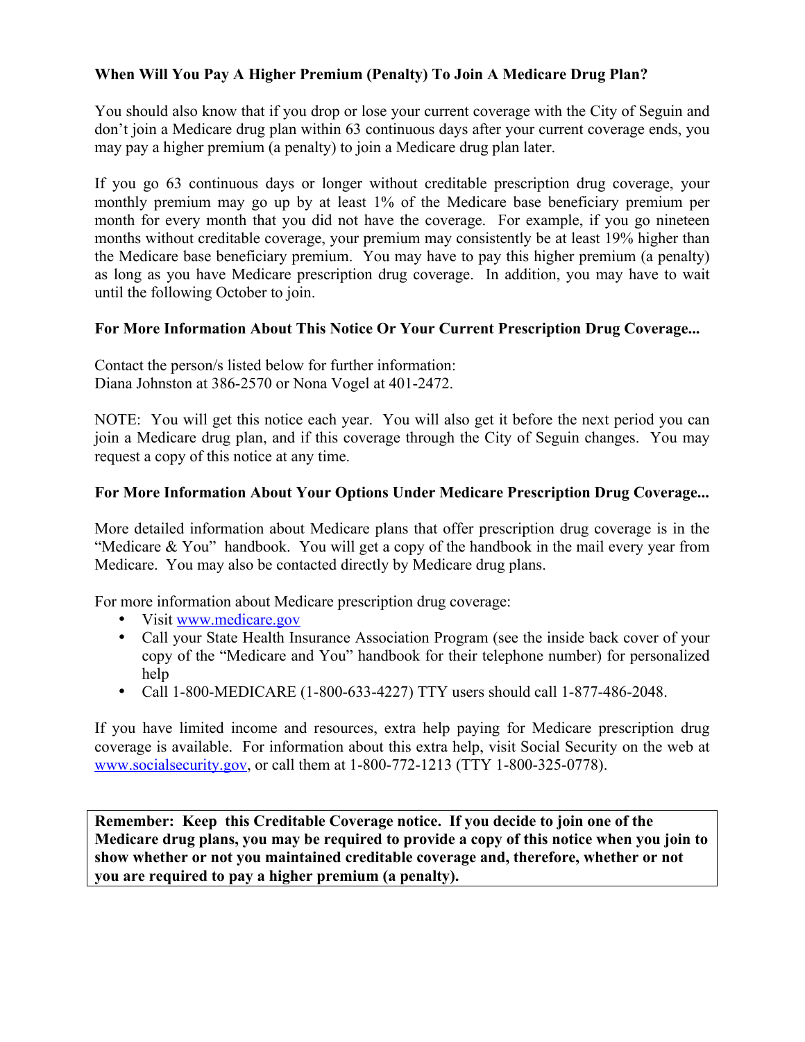**When Will You Pay A Higher Premium (Penalty) To Join A Medicare Drug Plan?**

You should also know that if you drop or lose your current coverage with the City of Seguin and don't join a Medicare drug plan within 63 continuous days after your current coverage ends, you may pay a higher premium (a penalty) to join a Medicare drug plan later.

If you go 63 continuous days or longer without creditable prescription drug coverage, your monthly premium may go up by at least 1% of the Medicare base beneficiary premium per month for every month that you did not have the coverage. For example, if you go nineteen months without creditable coverage, your premium may consistently be at least 19% higher than the Medicare base beneficiary premium. You may have to pay this higher premium (a penalty) as long as you have Medicare prescription drug coverage. In addition, you may have to wait until the following October to join.

**For More Information About This Notice Or Your Current Prescription Drug Coverage...**

Contact the person/s listed below for further information:
Diana Johnston at 386-2570 or Nona Vogel at 401-2472.

NOTE: You will get this notice each year. You will also get it before the next period you can join a Medicare drug plan, and if this coverage through the City of Seguin changes. You may request a copy of this notice at any time.

**For More Information About Your Options Under Medicare Prescription Drug Coverage...**

More detailed information about Medicare plans that offer prescription drug coverage is in the "Medicare & You" handbook. You will get a copy of the handbook in the mail every year from Medicare. You may also be contacted directly by Medicare drug plans.

For more information about Medicare prescription drug coverage:

- Visit www.medicare.gov
- Call your State Health Insurance Association Program (see the inside back cover of your copy of the "Medicare and You" handbook for their telephone number) for personalized help
- Call 1-800-MEDICARE (1-800-633-4227) TTY users should call 1-877-486-2048.

If you have limited income and resources, extra help paying for Medicare prescription drug coverage is available. For information about this extra help, visit Social Security on the web at www.socialsecurity.gov, or call them at 1-800-772-1213 (TTY 1-800-325-0778).

**Remember: Keep this Creditable Coverage notice. If you decide to join one of the Medicare drug plans, you may be required to provide a copy of this notice when you join to show whether or not you maintained creditable coverage and, therefore, whether or not you are required to pay a higher premium (a penalty).**